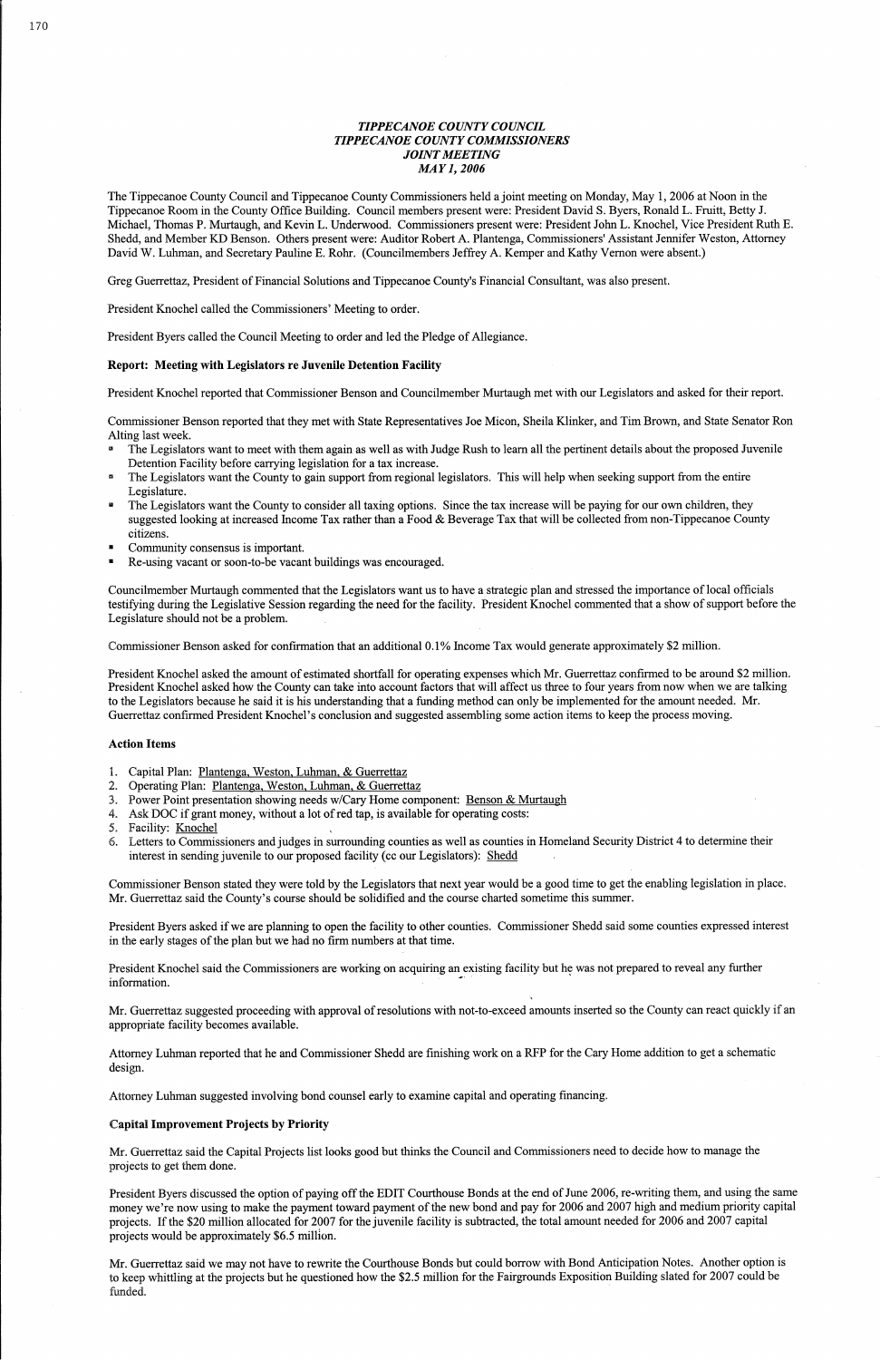*TIPPECANOE COUNTY COUNCIL*
*TIPPECANOE COUNTY COMMISSIONERS*
*JOINT MEETING*
*MAY 1, 2006*

The Tippecanoe County Council and Tippecanoe County Commissioners held a joint meeting on Monday, May 1, 2006 at Noon in the Tippecanoe Room in the County Office Building. Council members present were: President David S. Byers, Ronald L. Fruitt, Betty J. Michael, Thomas P. Murtaugh, and Kevin L. Underwood. Commissioners present were: President John L. Knochel, Vice President Ruth E. Shedd, and Member KD Benson. Others present were: Auditor Robert A. Plantenga, Commissioners' Assistant Jennifer Weston, Attorney David W. Luhman, and Secretary Pauline E. Rohr. (Councilmembers Jeffrey A. Kemper and Kathy Vernon were absent.)

Greg Guerrettaz, President of Financial Solutions and Tippecanoe County's Financial Consultant, was also present.

President Knochel called the Commissioners' Meeting to order.

President Byers called the Council Meeting to order and led the Pledge of Allegiance.

**Report: Meeting with Legislators re Juvenile Detention Facility**

President Knochel reported that Commissioner Benson and Councilmember Murtaugh met with our Legislators and asked for their report.

Commissioner Benson reported that they met with State Representatives Joe Micon, Sheila Klinker, and Tim Brown, and State Senator Ron Alting last week.

- The Legislators want to meet with them again as well as with Judge Rush to learn all the pertinent details about the proposed Juvenile Detention Facility before carrying legislation for a tax increase.
- The Legislators want the County to gain support from regional legislators. This will help when seeking support from the entire Legislature.
- The Legislators want the County to consider all taxing options. Since the tax increase will be paying for our own children, they suggested looking at increased Income Tax rather than a Food & Beverage Tax that will be collected from non-Tippecanoe County citizens.
- Community consensus is important.
- Re-using vacant or soon-to-be vacant buildings was encouraged.

Councilmember Murtaugh commented that the Legislators want us to have a strategic plan and stressed the importance of local officials testifying during the Legislative Session regarding the need for the facility. President Knochel commented that a show of support before the Legislature should not be a problem.

Commissioner Benson asked for confirmation that an additional 0.1% Income Tax would generate approximately $2 million.

President Knochel asked the amount of estimated shortfall for operating expenses which Mr. Guerrettaz confirmed to be around $2 million. President Knochel asked how the County can take into account factors that will affect us three to four years from now when we are talking to the Legislators because he said it is his understanding that a funding method can only be implemented for the amount needed. Mr. Guerrettaz confirmed President Knochel's conclusion and suggested assembling some action items to keep the process moving.

**Action Items**

1. Capital Plan: Plantenga, Weston, Luhman, & Guerrettaz
2. Operating Plan: Plantenga, Weston, Luhman, & Guerrettaz
3. Power Point presentation showing needs w/Cary Home component: Benson & Murtaugh
4. Ask DOC if grant money, without a lot of red tap, is available for operating costs:
5. Facility: Knochel
6. Letters to Commissioners and judges in surrounding counties as well as counties in Homeland Security District 4 to determine their interest in sending juvenile to our proposed facility (cc our Legislators): Shedd

Commissioner Benson stated they were told by the Legislators that next year would be a good time to get the enabling legislation in place. Mr. Guerrettaz said the County's course should be solidified and the course charted sometime this summer.

President Byers asked if we are planning to open the facility to other counties. Commissioner Shedd said some counties expressed interest in the early stages of the plan but we had no firm numbers at that time.

President Knochel said the Commissioners are working on acquiring an existing facility but he was not prepared to reveal any further information.

Mr. Guerrettaz suggested proceeding with approval of resolutions with not-to-exceed amounts inserted so the County can react quickly if an appropriate facility becomes available.

Attorney Luhman reported that he and Commissioner Shedd are finishing work on a RFP for the Cary Home addition to get a schematic design.

Attorney Luhman suggested involving bond counsel early to examine capital and operating financing.

**Capital Improvement Projects by Priority**

Mr. Guerrettaz said the Capital Projects list looks good but thinks the Council and Commissioners need to decide how to manage the projects to get them done.

President Byers discussed the option of paying off the EDIT Courthouse Bonds at the end of June 2006, re-writing them, and using the same money we're now using to make the payment toward payment of the new bond and pay for 2006 and 2007 high and medium priority capital projects. If the $20 million allocated for 2007 for the juvenile facility is subtracted, the total amount needed for 2006 and 2007 capital projects would be approximately $6.5 million.

Mr. Guerrettaz said we may not have to rewrite the Courthouse Bonds but could borrow with Bond Anticipation Notes. Another option is to keep whittling at the projects but he questioned how the $2.5 million for the Fairgrounds Exposition Building slated for 2007 could be funded.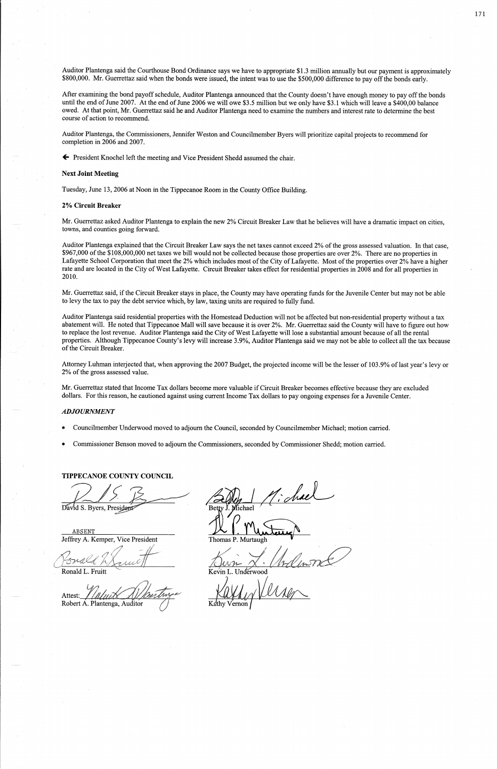Auditor Plantenga said the Courthouse Bond Ordinance says we have to appropriate $1.3 million annually but our payment is approximately $800,000. Mr. Guerrettaz said when the bonds were issued, the intent was to use the $500,000 difference to pay off the bonds early.

After examining the bond payoff schedule, Auditor Plantenga announced that the County doesn't have enough money to pay off the bonds until the end of June 2007. At the end of June 2006 we will owe $3.5 million but we only have $3.1 which will leave a $400,00 balance owed. At that point, Mr. Guerrettaz said he and Auditor Plantenga need to examine the numbers and interest rate to determine the best course of action to recommend.

Auditor Plantenga, the Commissioners, Jennifer Weston and Councilmember Byers will prioritize capital projects to recommend for completion in 2006 and 2007.

← President Knochel left the meeting and Vice President Shedd assumed the chair.

**Next Joint Meeting**

Tuesday, June 13, 2006 at Noon in the Tippecanoe Room in the County Office Building.

**2% Circuit Breaker**

Mr. Guerrettaz asked Auditor Plantenga to explain the new 2% Circuit Breaker Law that he believes will have a dramatic impact on cities, towns, and counties going forward.

Auditor Plantenga explained that the Circuit Breaker Law says the net taxes cannot exceed 2% of the gross assessed valuation. In that case, $967,000 of the $108,000,000 net taxes we bill would not be collected because those properties are over 2%. There are no properties in Lafayette School Corporation that meet the 2% which includes most of the City of Lafayette. Most of the properties over 2% have a higher rate and are located in the City of West Lafayette. Circuit Breaker takes effect for residential properties in 2008 and for all properties in 2010.

Mr. Guerrettaz said, if the Circuit Breaker stays in place, the County may have operating funds for the Juvenile Center but may not be able to levy the tax to pay the debt service which, by law, taxing units are required to fully fund.

Auditor Plantenga said residential properties with the Homestead Deduction will not be affected but non-residential property without a tax abatement will. He noted that Tippecanoe Mall will save because it is over 2%. Mr. Guerrettaz said the County will have to figure out how to replace the lost revenue. Auditor Plantenga said the City of West Lafayette will lose a substantial amount because of all the rental properties. Although Tippecanoe County's levy will increase 3.9%, Auditor Plantenga said we may not be able to collect all the tax because of the Circuit Breaker.

Attorney Luhman interjected that, when approving the 2007 Budget, the projected income will be the lesser of 103.9% of last year's levy or 2% of the gross assessed value.

Mr. Guerrettaz stated that Income Tax dollars become more valuable if Circuit Breaker becomes effective because they are excluded dollars. For this reason, he cautioned against using current Income Tax dollars to pay ongoing expenses for a Juvenile Center.

***ADJOURNMENT***

- Councilmember Underwood moved to adjourn the Council, seconded by Councilmember Michael; motion carried.
- Commissioner Benson moved to adjourn the Commissioners, seconded by Commissioner Shedd; motion carried.

**TIPPECANOE COUNTY COUNCIL**

David S. Byers, President

ABSENT
Jeffrey A. Kemper, Vice President

Ronald L. Fruitt

Attest:
Robert A. Plantenga, Auditor

Betty J. Michael

Thomas P. Murtaugh

Kevin L. Underwood

Kathy Vernon